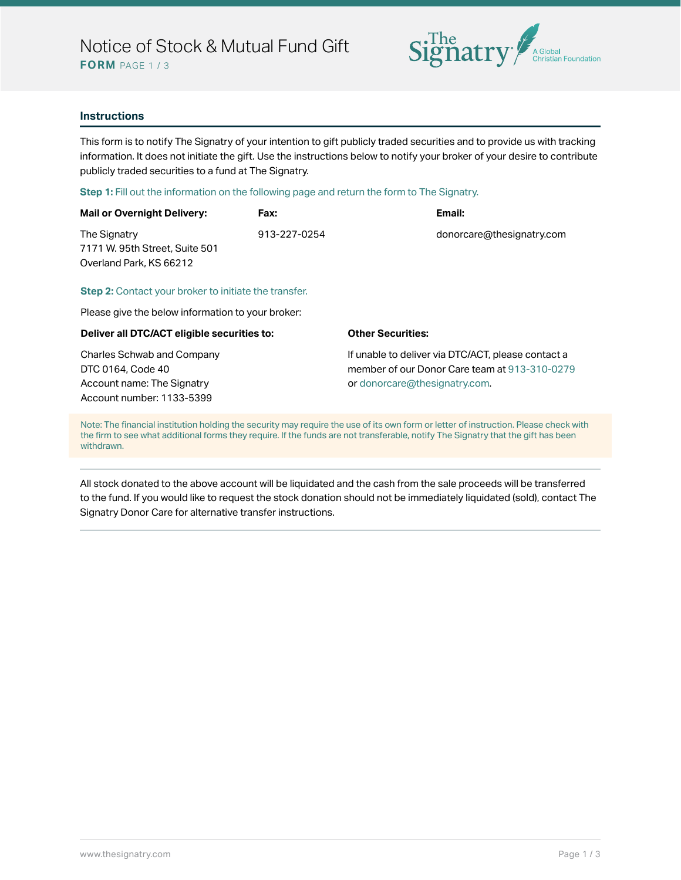# Notice of Stock & Mutual Fund Gift

**FORM** PAGE 1 / 3

The Signatry — A Global Christian Foundation

## Instructions

This form is to notify The Signatry of your intention to gift publicly traded securities and to provide us with tracking information. It does not initiate the gift. Use the instructions below to notify your broker of your desire to contribute publicly traded securities to a fund at The Signatry.

**Step 1:** Fill out the information on the following page and return the form to The Signatry.

**Mail or Overnight Delivery:**

The Signatry
7171 W. 95th Street, Suite 501
Overland Park, KS 66212

**Fax:**

913-227-0254

**Email:**

donorcare@thesignatry.com

**Step 2:** Contact your broker to initiate the transfer.

Please give the below information to your broker:

**Deliver all DTC/ACT eligible securities to:**

Charles Schwab and Company
DTC 0164, Code 40
Account name: The Signatry
Account number: 1133-5399

**Other Securities:**

If unable to deliver via DTC/ACT, please contact a member of our Donor Care team at 913-310-0279 or donorcare@thesignatry.com.

Note: The financial institution holding the security may require the use of its own form or letter of instruction. Please check with the firm to see what additional forms they require. If the funds are not transferable, notify The Signatry that the gift has been withdrawn.

---

All stock donated to the above account will be liquidated and the cash from the sale proceeds will be transferred to the fund. If you would like to request the stock donation should not be immediately liquidated (sold), contact The Signatry Donor Care for alternative transfer instructions.

---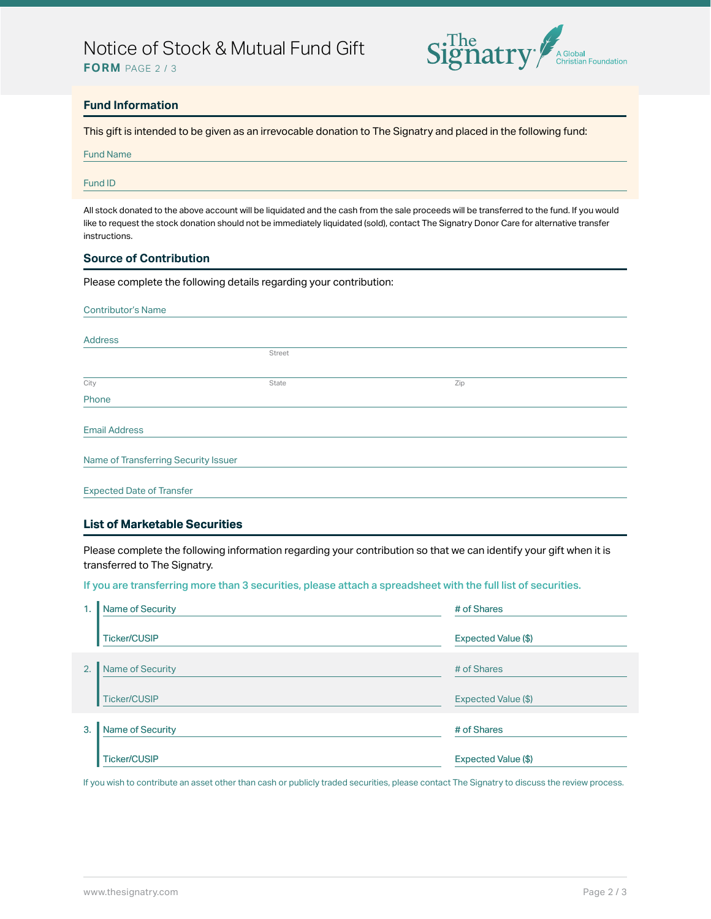# Notice of Stock & Mutual Fund Gift

**FORM** PAGE 2 / 3

## Fund Information

This gift is intended to be given as an irrevocable donation to The Signatry and placed in the following fund:

Fund Name

Fund ID

All stock donated to the above account will be liquidated and the cash from the sale proceeds will be transferred to the fund. If you would like to request the stock donation should not be immediately liquidated (sold), contact The Signatry Donor Care for alternative transfer instructions.

## Source of Contribution

Please complete the following details regarding your contribution:

Contributor's Name

Address
Street

City | State | Zip

Phone

Email Address

Name of Transferring Security Issuer

Expected Date of Transfer

## List of Marketable Securities

Please complete the following information regarding your contribution so that we can identify your gift when it is transferred to The Signatry.

If you are transferring more than 3 securities, please attach a spreadsheet with the full list of securities.

1. Name of Security | # of Shares
   Ticker/CUSIP | Expected Value ($)

2. Name of Security | # of Shares
   Ticker/CUSIP | Expected Value ($)

3. Name of Security | # of Shares
   Ticker/CUSIP | Expected Value ($)

If you wish to contribute an asset other than cash or publicly traded securities, please contact The Signatry to discuss the review process.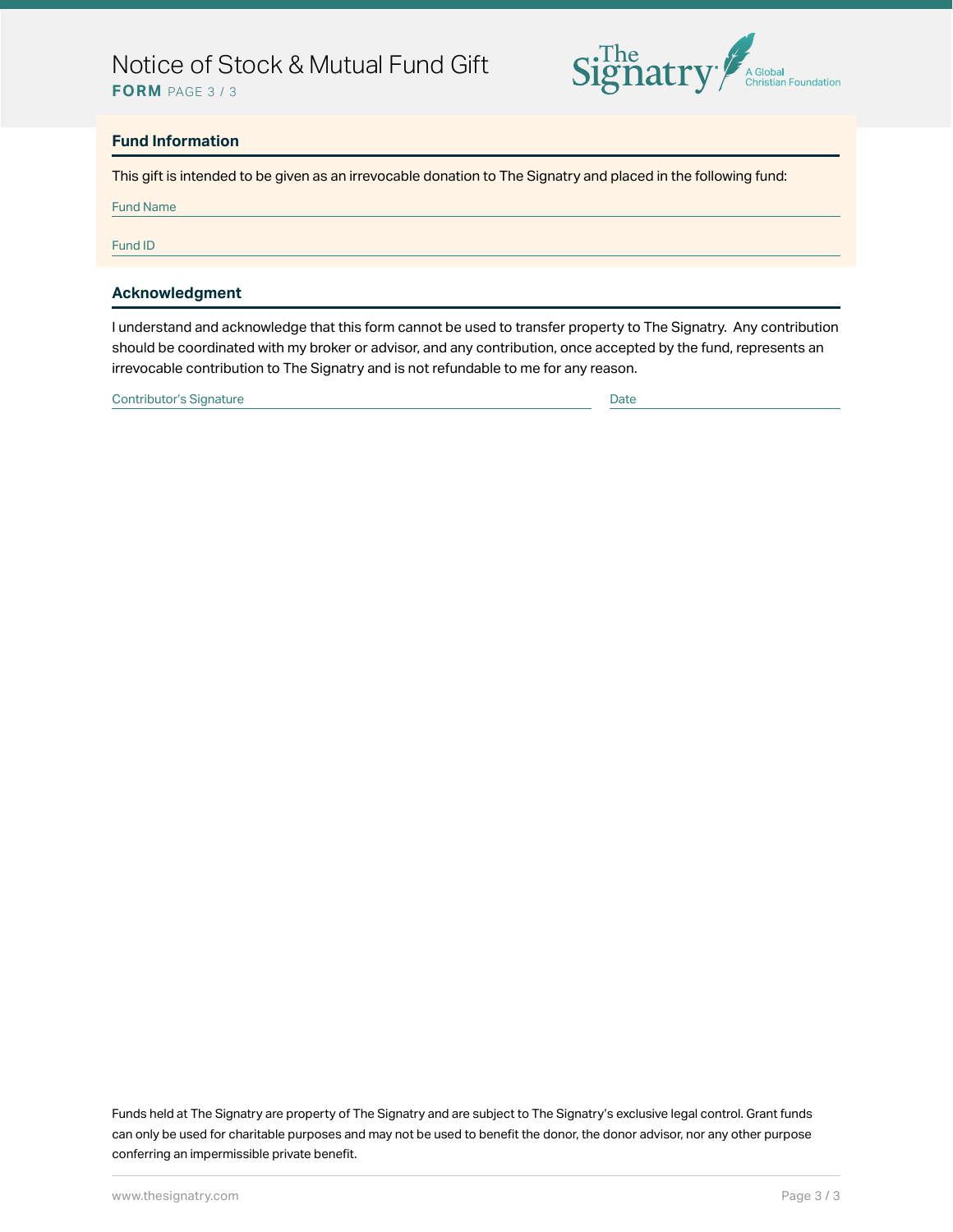# Notice of Stock & Mutual Fund Gift

**FORM** PAGE 3 / 3

The Signatry — A Global Christian Foundation

## Fund Information

This gift is intended to be given as an irrevocable donation to The Signatry and placed in the following fund:

Fund Name

Fund ID

## Acknowledgment

I understand and acknowledge that this form cannot be used to transfer property to The Signatry. Any contribution should be coordinated with my broker or advisor, and any contribution, once accepted by the fund, represents an irrevocable contribution to The Signatry and is not refundable to me for any reason.

Contributor's Signature

Date

Funds held at The Signatry are property of The Signatry and are subject to The Signatry's exclusive legal control. Grant funds can only be used for charitable purposes and may not be used to benefit the donor, the donor advisor, nor any other purpose conferring an impermissible private benefit.

www.thesignatry.com